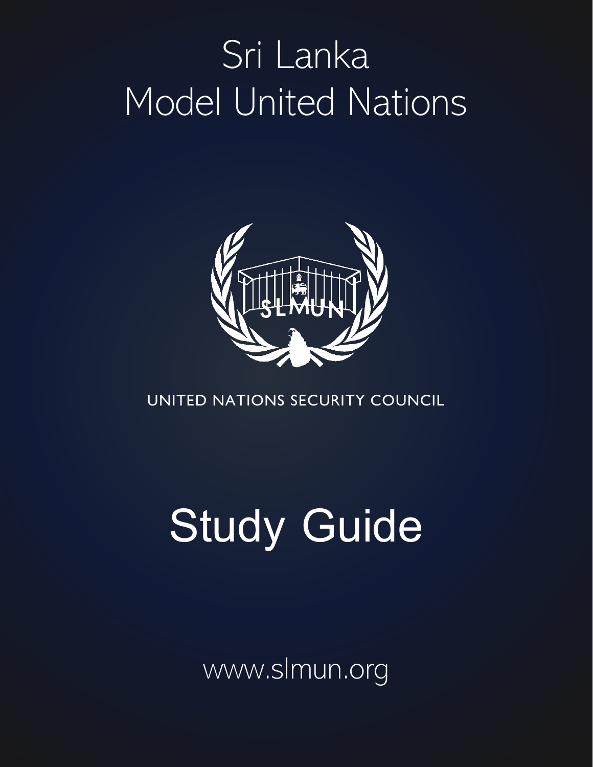# Sri Lanka Model United Nations

UNITED NATIONS SECURITY COUNCIL

# Study Guide

www.slmun.org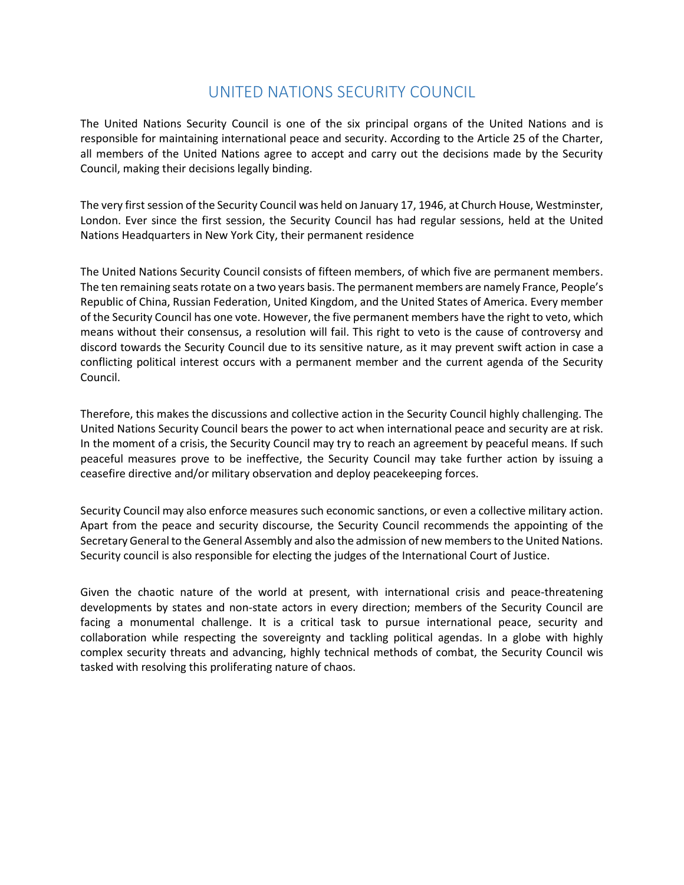# UNITED NATIONS SECURITY COUNCIL

The United Nations Security Council is one of the six principal organs of the United Nations and is responsible for maintaining international peace and security. According to the Article 25 of the Charter, all members of the United Nations agree to accept and carry out the decisions made by the Security Council, making their decisions legally binding.

The very first session of the Security Council was held on January 17, 1946, at Church House, Westminster, London. Ever since the first session, the Security Council has had regular sessions, held at the United Nations Headquarters in New York City, their permanent residence

The United Nations Security Council consists of fifteen members, of which five are permanent members. The ten remaining seats rotate on a two years basis. The permanent members are namely France, People's Republic of China, Russian Federation, United Kingdom, and the United States of America. Every member of the Security Council has one vote. However, the five permanent members have the right to veto, which means without their consensus, a resolution will fail. This right to veto is the cause of controversy and discord towards the Security Council due to its sensitive nature, as it may prevent swift action in case a conflicting political interest occurs with a permanent member and the current agenda of the Security Council.

Therefore, this makes the discussions and collective action in the Security Council highly challenging. The United Nations Security Council bears the power to act when international peace and security are at risk. In the moment of a crisis, the Security Council may try to reach an agreement by peaceful means. If such peaceful measures prove to be ineffective, the Security Council may take further action by issuing a ceasefire directive and/or military observation and deploy peacekeeping forces.

Security Council may also enforce measures such economic sanctions, or even a collective military action. Apart from the peace and security discourse, the Security Council recommends the appointing of the Secretary General to the General Assembly and also the admission of new members to the United Nations. Security council is also responsible for electing the judges of the International Court of Justice.

Given the chaotic nature of the world at present, with international crisis and peace-threatening developments by states and non-state actors in every direction; members of the Security Council are facing a monumental challenge. It is a critical task to pursue international peace, security and collaboration while respecting the sovereignty and tackling political agendas. In a globe with highly complex security threats and advancing, highly technical methods of combat, the Security Council wis tasked with resolving this proliferating nature of chaos.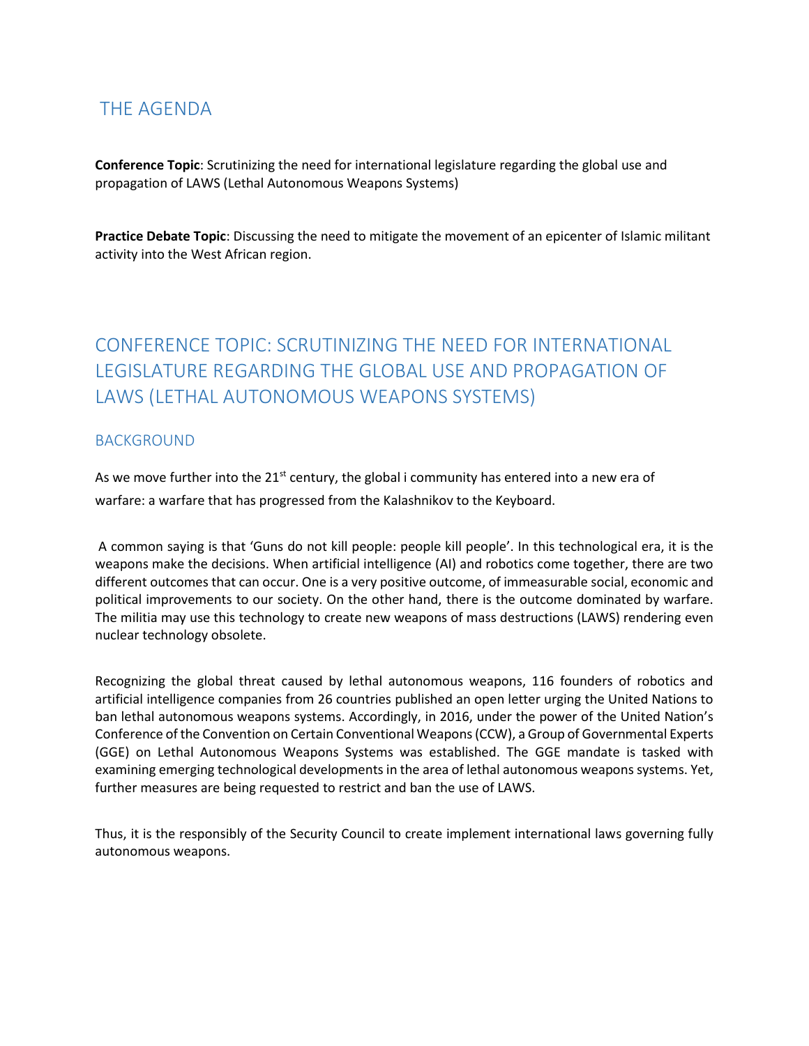# THE AGENDA

**Conference Topic**: Scrutinizing the need for international legislature regarding the global use and propagation of LAWS (Lethal Autonomous Weapons Systems)

**Practice Debate Topic**: Discussing the need to mitigate the movement of an epicenter of Islamic militant activity into the West African region.

# CONFERENCE TOPIC: SCRUTINIZING THE NEED FOR INTERNATIONAL LEGISLATURE REGARDING THE GLOBAL USE AND PROPAGATION OF LAWS (LETHAL AUTONOMOUS WEAPONS SYSTEMS)

## BACKGROUND

As we move further into the 21st century, the global i community has entered into a new era of warfare: a warfare that has progressed from the Kalashnikov to the Keyboard.

A common saying is that 'Guns do not kill people: people kill people'. In this technological era, it is the weapons make the decisions. When artificial intelligence (AI) and robotics come together, there are two different outcomes that can occur. One is a very positive outcome, of immeasurable social, economic and political improvements to our society. On the other hand, there is the outcome dominated by warfare. The militia may use this technology to create new weapons of mass destructions (LAWS) rendering even nuclear technology obsolete.

Recognizing the global threat caused by lethal autonomous weapons, 116 founders of robotics and artificial intelligence companies from 26 countries published an open letter urging the United Nations to ban lethal autonomous weapons systems. Accordingly, in 2016, under the power of the United Nation's Conference of the Convention on Certain Conventional Weapons (CCW), a Group of Governmental Experts (GGE) on Lethal Autonomous Weapons Systems was established. The GGE mandate is tasked with examining emerging technological developments in the area of lethal autonomous weapons systems. Yet, further measures are being requested to restrict and ban the use of LAWS.

Thus, it is the responsibly of the Security Council to create implement international laws governing fully autonomous weapons.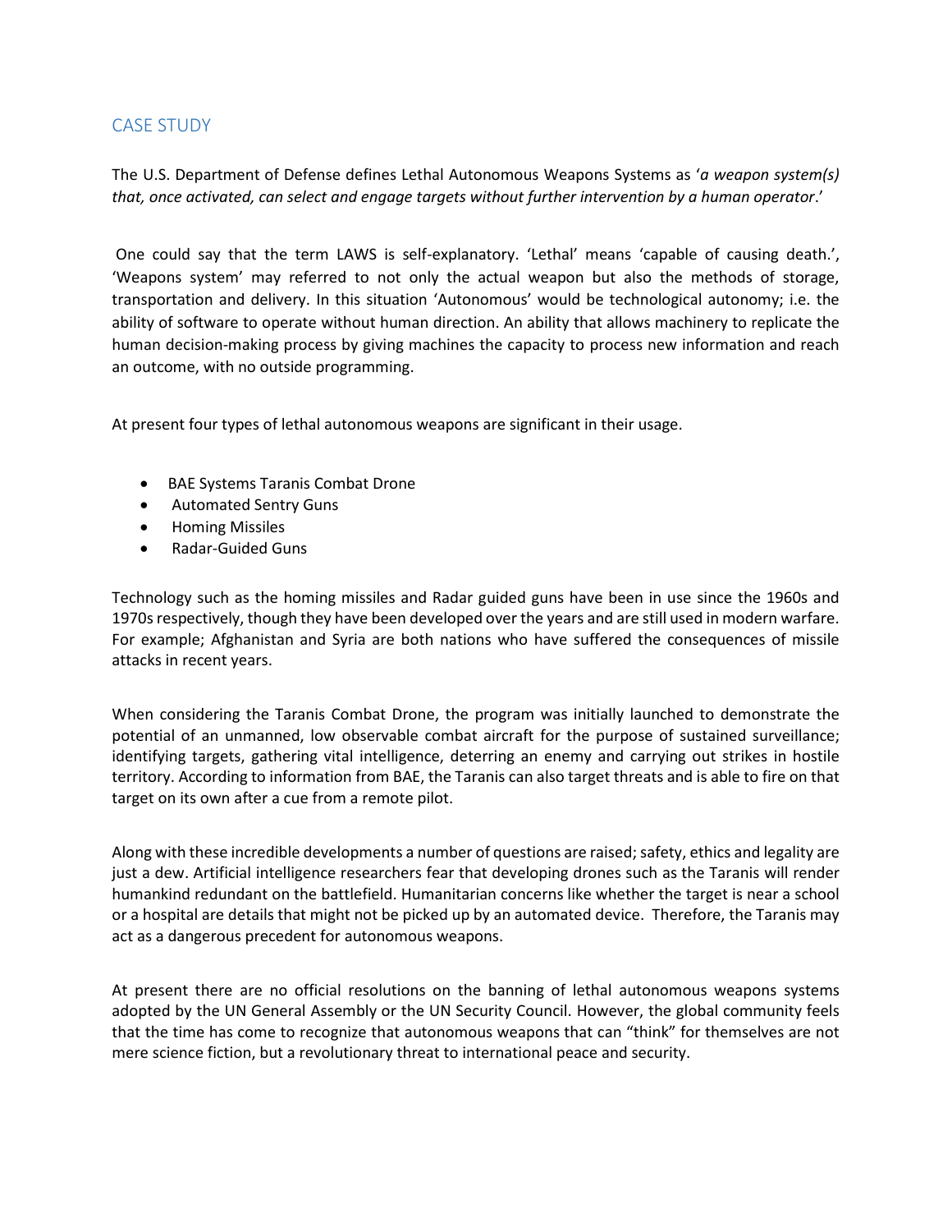## CASE STUDY

The U.S. Department of Defense defines Lethal Autonomous Weapons Systems as '*a weapon system(s) that, once activated, can select and engage targets without further intervention by a human operator*.'

One could say that the term LAWS is self-explanatory. 'Lethal' means 'capable of causing death.', 'Weapons system' may referred to not only the actual weapon but also the methods of storage, transportation and delivery. In this situation 'Autonomous' would be technological autonomy; i.e. the ability of software to operate without human direction. An ability that allows machinery to replicate the human decision-making process by giving machines the capacity to process new information and reach an outcome, with no outside programming.

At present four types of lethal autonomous weapons are significant in their usage.

- BAE Systems Taranis Combat Drone
- Automated Sentry Guns
- Homing Missiles
- Radar-Guided Guns

Technology such as the homing missiles and Radar guided guns have been in use since the 1960s and 1970s respectively, though they have been developed over the years and are still used in modern warfare. For example; Afghanistan and Syria are both nations who have suffered the consequences of missile attacks in recent years.

When considering the Taranis Combat Drone, the program was initially launched to demonstrate the potential of an unmanned, low observable combat aircraft for the purpose of sustained surveillance; identifying targets, gathering vital intelligence, deterring an enemy and carrying out strikes in hostile territory. According to information from BAE, the Taranis can also target threats and is able to fire on that target on its own after a cue from a remote pilot.

Along with these incredible developments a number of questions are raised; safety, ethics and legality are just a dew. Artificial intelligence researchers fear that developing drones such as the Taranis will render humankind redundant on the battlefield. Humanitarian concerns like whether the target is near a school or a hospital are details that might not be picked up by an automated device. Therefore, the Taranis may act as a dangerous precedent for autonomous weapons.

At present there are no official resolutions on the banning of lethal autonomous weapons systems adopted by the UN General Assembly or the UN Security Council. However, the global community feels that the time has come to recognize that autonomous weapons that can "think" for themselves are not mere science fiction, but a revolutionary threat to international peace and security.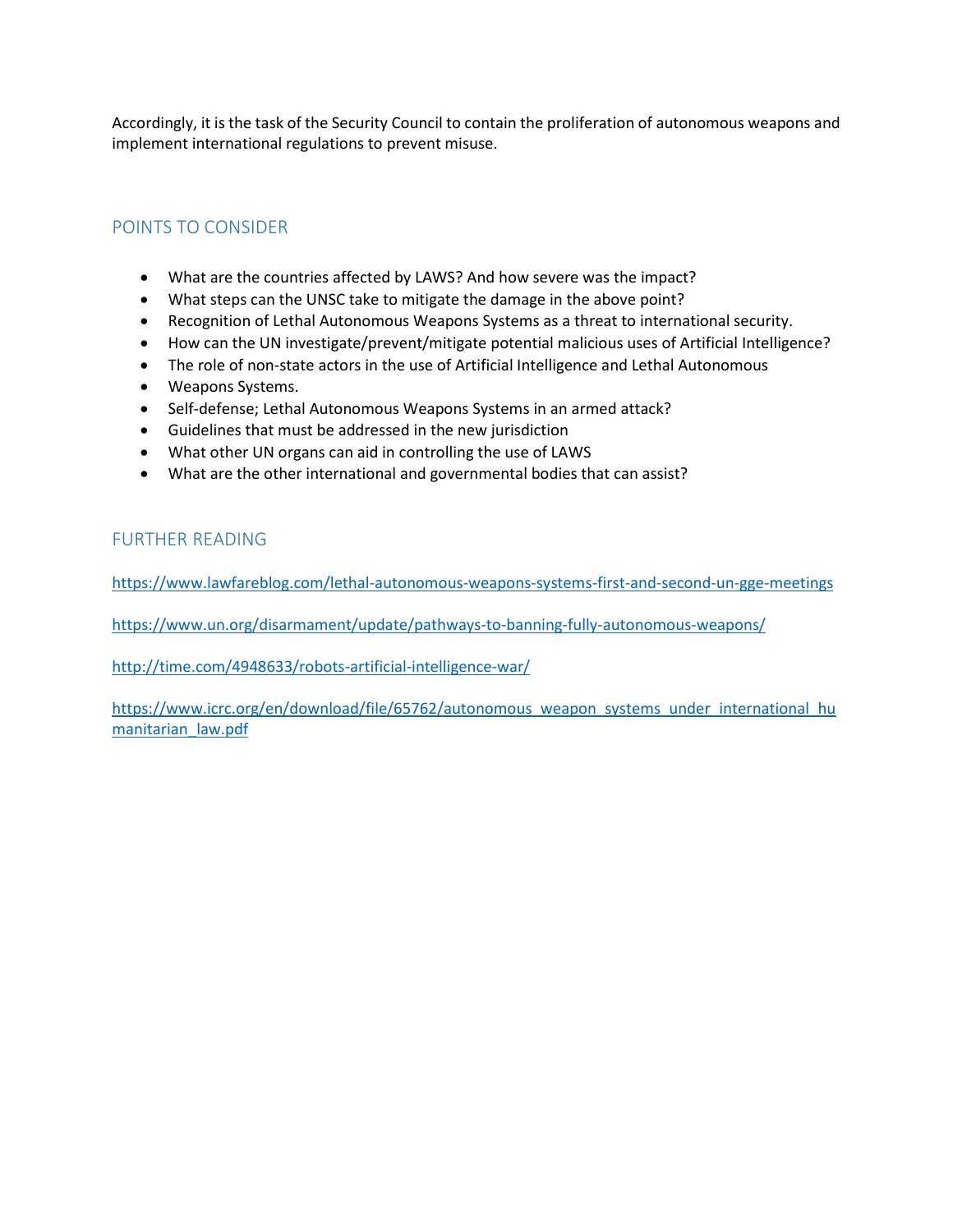Accordingly, it is the task of the Security Council to contain the proliferation of autonomous weapons and implement international regulations to prevent misuse.

## POINTS TO CONSIDER

- What are the countries affected by LAWS? And how severe was the impact?
- What steps can the UNSC take to mitigate the damage in the above point?
- Recognition of Lethal Autonomous Weapons Systems as a threat to international security.
- How can the UN investigate/prevent/mitigate potential malicious uses of Artificial Intelligence?
- The role of non-state actors in the use of Artificial Intelligence and Lethal Autonomous
- Weapons Systems.
- Self-defense; Lethal Autonomous Weapons Systems in an armed attack?
- Guidelines that must be addressed in the new jurisdiction
- What other UN organs can aid in controlling the use of LAWS
- What are the other international and governmental bodies that can assist?

## FURTHER READING

https://www.lawfareblog.com/lethal-autonomous-weapons-systems-first-and-second-un-gge-meetings

https://www.un.org/disarmament/update/pathways-to-banning-fully-autonomous-weapons/

http://time.com/4948633/robots-artificial-intelligence-war/

https://www.icrc.org/en/download/file/65762/autonomous_weapon_systems_under_international_humanitarian_law.pdf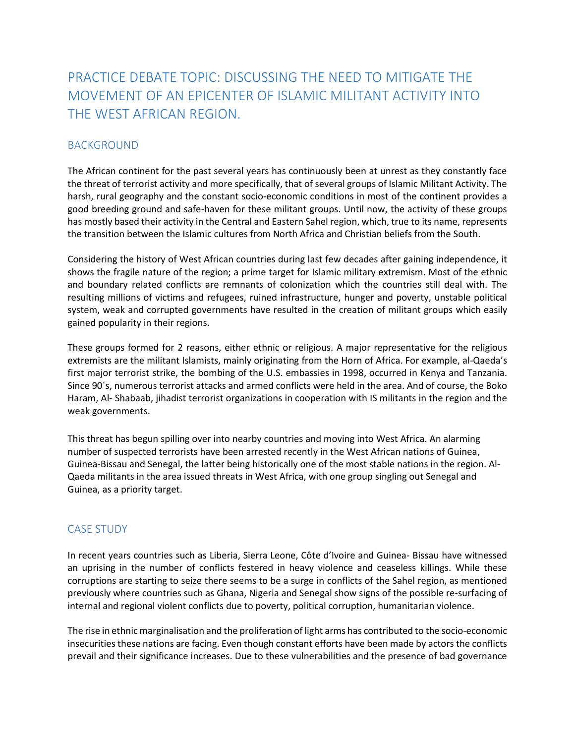# PRACTICE DEBATE TOPIC: DISCUSSING THE NEED TO MITIGATE THE MOVEMENT OF AN EPICENTER OF ISLAMIC MILITANT ACTIVITY INTO THE WEST AFRICAN REGION.

## BACKGROUND

The African continent for the past several years has continuously been at unrest as they constantly face the threat of terrorist activity and more specifically, that of several groups of Islamic Militant Activity. The harsh, rural geography and the constant socio-economic conditions in most of the continent provides a good breeding ground and safe-haven for these militant groups. Until now, the activity of these groups has mostly based their activity in the Central and Eastern Sahel region, which, true to its name, represents the transition between the Islamic cultures from North Africa and Christian beliefs from the South.

Considering the history of West African countries during last few decades after gaining independence, it shows the fragile nature of the region; a prime target for Islamic military extremism. Most of the ethnic and boundary related conflicts are remnants of colonization which the countries still deal with. The resulting millions of victims and refugees, ruined infrastructure, hunger and poverty, unstable political system, weak and corrupted governments have resulted in the creation of militant groups which easily gained popularity in their regions.

These groups formed for 2 reasons, either ethnic or religious. A major representative for the religious extremists are the militant Islamists, mainly originating from the Horn of Africa. For example, al-Qaeda's first major terrorist strike, the bombing of the U.S. embassies in 1998, occurred in Kenya and Tanzania. Since 90´s, numerous terrorist attacks and armed conflicts were held in the area. And of course, the Boko Haram, Al- Shabaab, jihadist terrorist organizations in cooperation with IS militants in the region and the weak governments.

This threat has begun spilling over into nearby countries and moving into West Africa. An alarming number of suspected terrorists have been arrested recently in the West African nations of Guinea, Guinea-Bissau and Senegal, the latter being historically one of the most stable nations in the region. Al-Qaeda militants in the area issued threats in West Africa, with one group singling out Senegal and Guinea, as a priority target.

## CASE STUDY

In recent years countries such as Liberia, Sierra Leone, Côte d'Ivoire and Guinea- Bissau have witnessed an uprising in the number of conflicts festered in heavy violence and ceaseless killings. While these corruptions are starting to seize there seems to be a surge in conflicts of the Sahel region, as mentioned previously where countries such as Ghana, Nigeria and Senegal show signs of the possible re-surfacing of internal and regional violent conflicts due to poverty, political corruption, humanitarian violence.

The rise in ethnic marginalisation and the proliferation of light arms has contributed to the socio-economic insecurities these nations are facing. Even though constant efforts have been made by actors the conflicts prevail and their significance increases. Due to these vulnerabilities and the presence of bad governance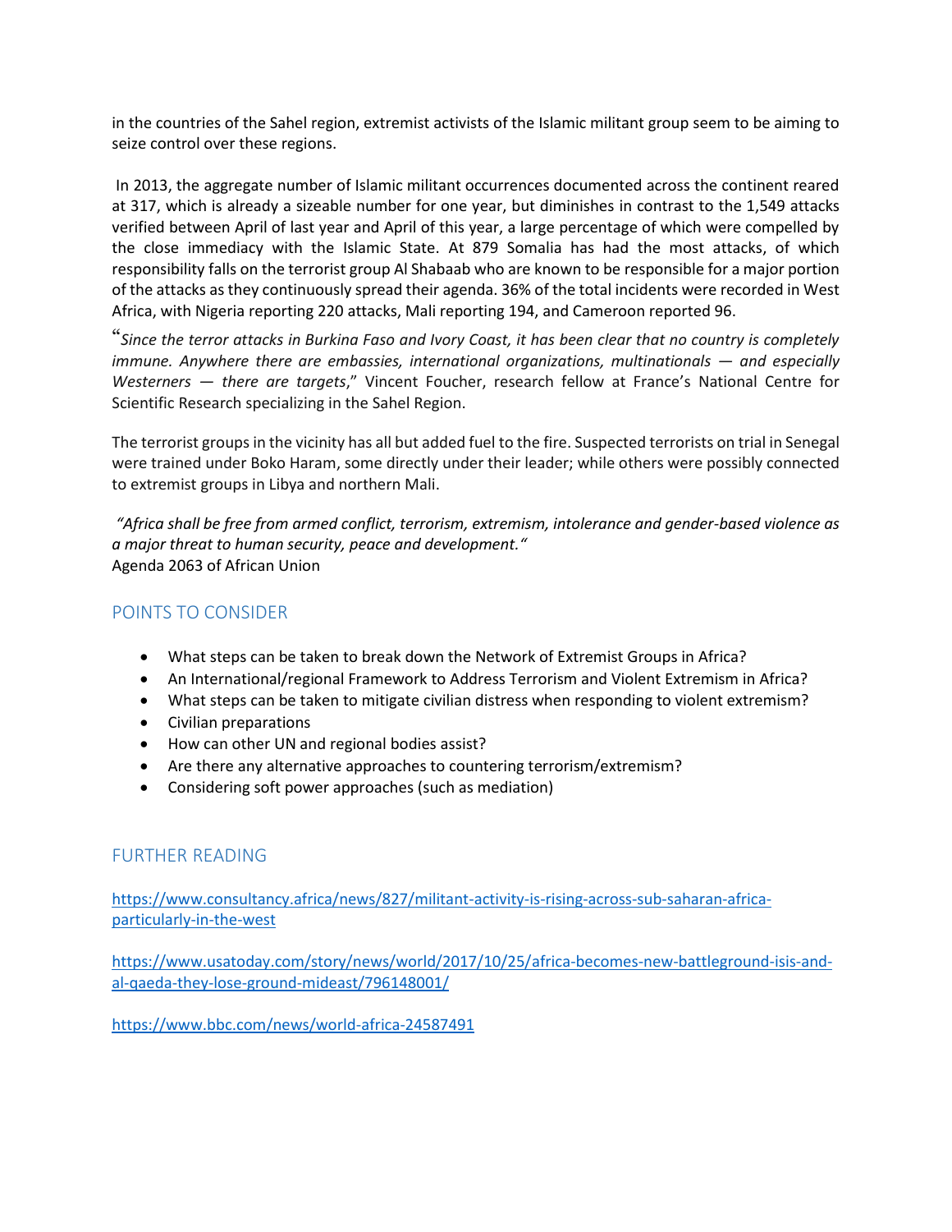in the countries of the Sahel region, extremist activists of the Islamic militant group seem to be aiming to seize control over these regions.

In 2013, the aggregate number of Islamic militant occurrences documented across the continent reared at 317, which is already a sizeable number for one year, but diminishes in contrast to the 1,549 attacks verified between April of last year and April of this year, a large percentage of which were compelled by the close immediacy with the Islamic State. At 879 Somalia has had the most attacks, of which responsibility falls on the terrorist group Al Shabaab who are known to be responsible for a major portion of the attacks as they continuously spread their agenda. 36% of the total incidents were recorded in West Africa, with Nigeria reporting 220 attacks, Mali reporting 194, and Cameroon reported 96.

"*Since the terror attacks in Burkina Faso and Ivory Coast, it has been clear that no country is completely immune. Anywhere there are embassies, international organizations, multinationals — and especially Westerners — there are targets*," Vincent Foucher, research fellow at France's National Centre for Scientific Research specializing in the Sahel Region.

The terrorist groups in the vicinity has all but added fuel to the fire. Suspected terrorists on trial in Senegal were trained under Boko Haram, some directly under their leader; while others were possibly connected to extremist groups in Libya and northern Mali.

*"Africa shall be free from armed conflict, terrorism, extremism, intolerance and gender-based violence as a major threat to human security, peace and development."*
Agenda 2063 of African Union

## POINTS TO CONSIDER

- What steps can be taken to break down the Network of Extremist Groups in Africa?
- An International/regional Framework to Address Terrorism and Violent Extremism in Africa?
- What steps can be taken to mitigate civilian distress when responding to violent extremism?
- Civilian preparations
- How can other UN and regional bodies assist?
- Are there any alternative approaches to countering terrorism/extremism?
- Considering soft power approaches (such as mediation)

## FURTHER READING

https://www.consultancy.africa/news/827/militant-activity-is-rising-across-sub-saharan-africa-particularly-in-the-west

https://www.usatoday.com/story/news/world/2017/10/25/africa-becomes-new-battleground-isis-and-al-qaeda-they-lose-ground-mideast/796148001/

https://www.bbc.com/news/world-africa-24587491